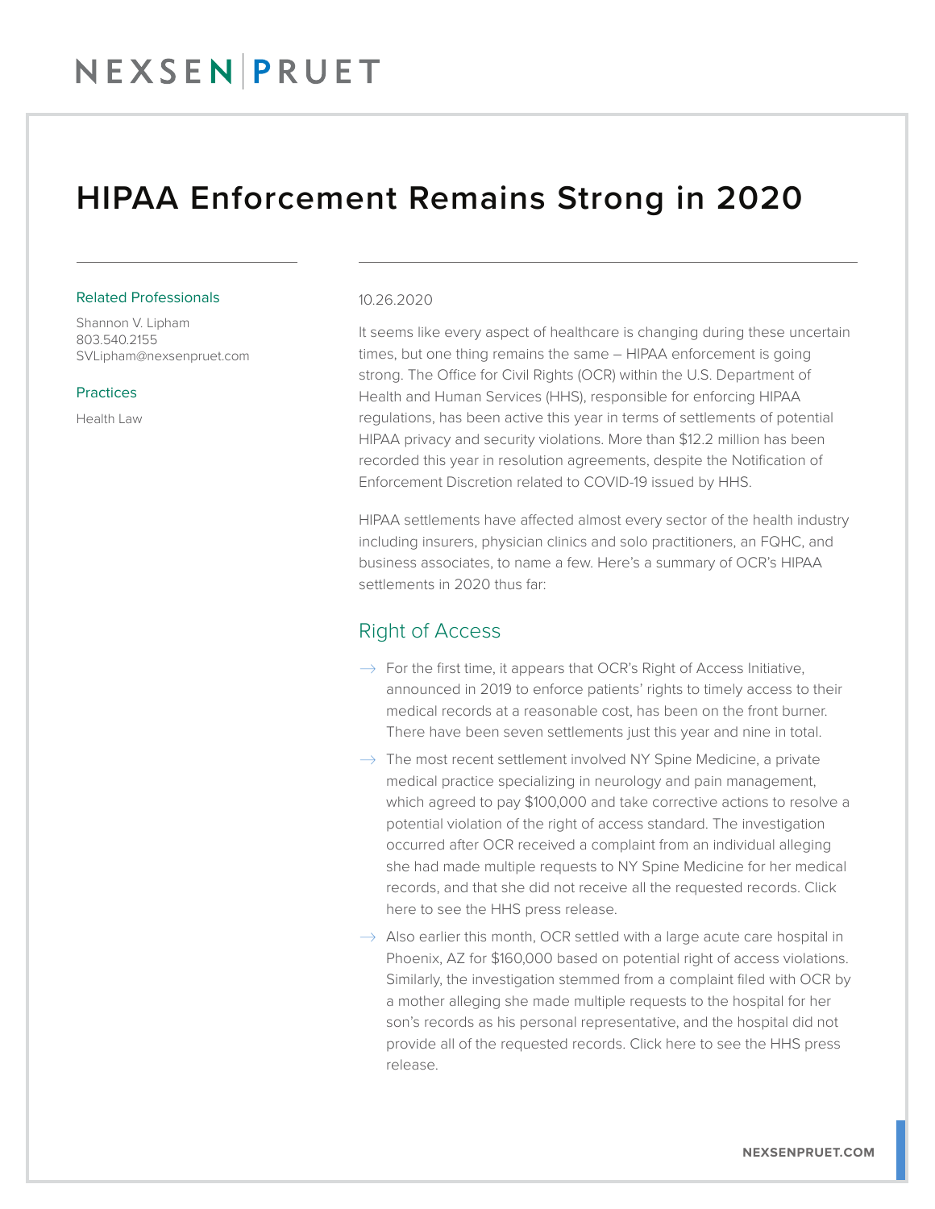# HIPAA Enforcement Remains Strong in 2020

**Related Professionals**

Shannon V. Lipham
803.540.2155
SVLipham@nexsenpruet.com

**Practices**

Health Law

10.26.2020

It seems like every aspect of healthcare is changing during these uncertain times, but one thing remains the same – HIPAA enforcement is going strong. The Office for Civil Rights (OCR) within the U.S. Department of Health and Human Services (HHS), responsible for enforcing HIPAA regulations, has been active this year in terms of settlements of potential HIPAA privacy and security violations. More than $12.2 million has been recorded this year in resolution agreements, despite the Notification of Enforcement Discretion related to COVID-19 issued by HHS.

HIPAA settlements have affected almost every sector of the health industry including insurers, physician clinics and solo practitioners, an FQHC, and business associates, to name a few. Here's a summary of OCR's HIPAA settlements in 2020 thus far:

## Right of Access

- For the first time, it appears that OCR's Right of Access Initiative, announced in 2019 to enforce patients' rights to timely access to their medical records at a reasonable cost, has been on the front burner. There have been seven settlements just this year and nine in total.
- The most recent settlement involved NY Spine Medicine, a private medical practice specializing in neurology and pain management, which agreed to pay $100,000 and take corrective actions to resolve a potential violation of the right of access standard. The investigation occurred after OCR received a complaint from an individual alleging she had made multiple requests to NY Spine Medicine for her medical records, and that she did not receive all the requested records. Click here to see the HHS press release.
- Also earlier this month, OCR settled with a large acute care hospital in Phoenix, AZ for $160,000 based on potential right of access violations. Similarly, the investigation stemmed from a complaint filed with OCR by a mother alleging she made multiple requests to the hospital for her son's records as his personal representative, and the hospital did not provide all of the requested records. Click here to see the HHS press release.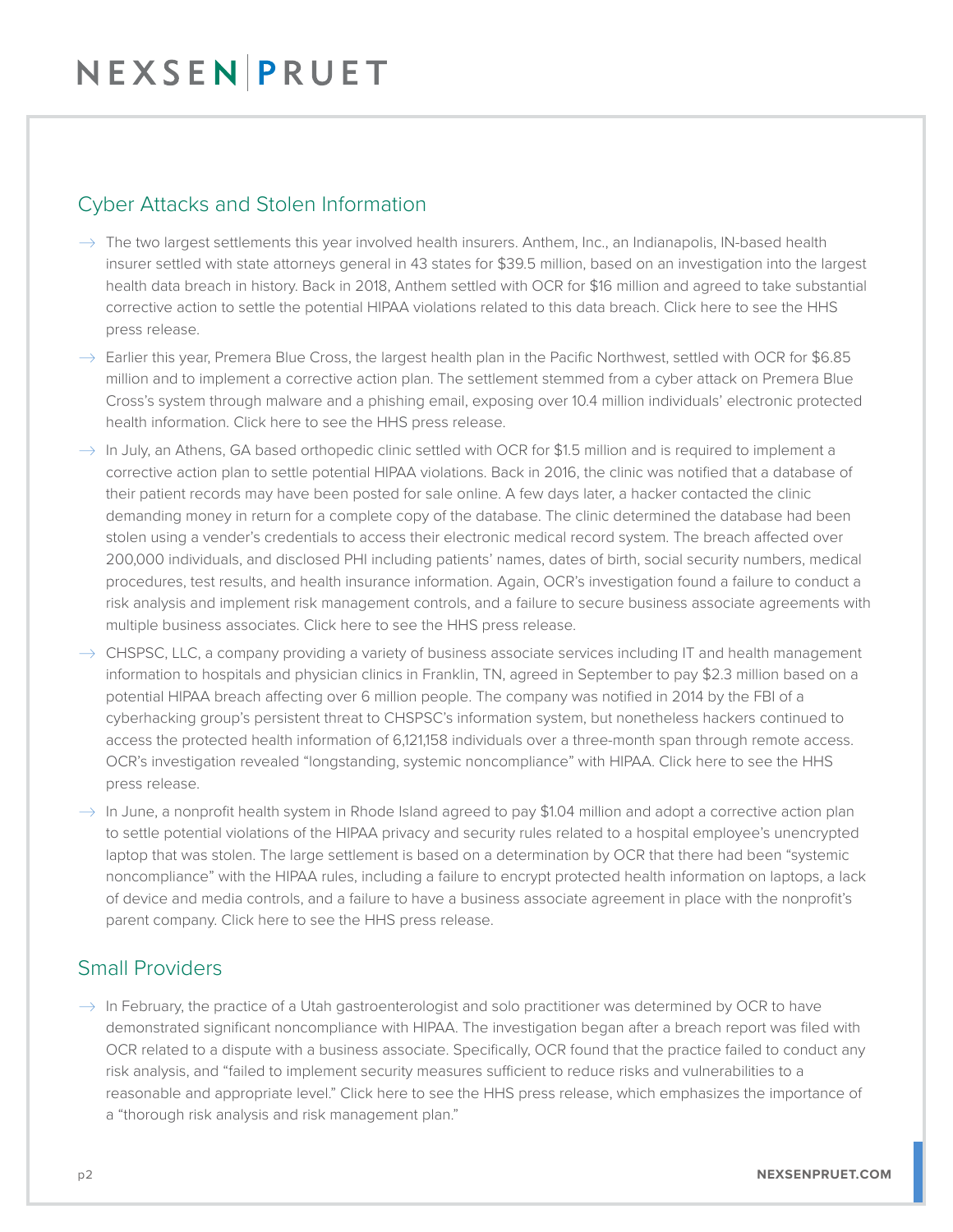## Cyber Attacks and Stolen Information

- The two largest settlements this year involved health insurers. Anthem, Inc., an Indianapolis, IN-based health insurer settled with state attorneys general in 43 states for $39.5 million, based on an investigation into the largest health data breach in history. Back in 2018, Anthem settled with OCR for $16 million and agreed to take substantial corrective action to settle the potential HIPAA violations related to this data breach. Click here to see the HHS press release.
- Earlier this year, Premera Blue Cross, the largest health plan in the Pacific Northwest, settled with OCR for $6.85 million and to implement a corrective action plan. The settlement stemmed from a cyber attack on Premera Blue Cross's system through malware and a phishing email, exposing over 10.4 million individuals' electronic protected health information. Click here to see the HHS press release.
- In July, an Athens, GA based orthopedic clinic settled with OCR for $1.5 million and is required to implement a corrective action plan to settle potential HIPAA violations. Back in 2016, the clinic was notified that a database of their patient records may have been posted for sale online. A few days later, a hacker contacted the clinic demanding money in return for a complete copy of the database. The clinic determined the database had been stolen using a vender's credentials to access their electronic medical record system. The breach affected over 200,000 individuals, and disclosed PHI including patients' names, dates of birth, social security numbers, medical procedures, test results, and health insurance information. Again, OCR's investigation found a failure to conduct a risk analysis and implement risk management controls, and a failure to secure business associate agreements with multiple business associates. Click here to see the HHS press release.
- CHSPSC, LLC, a company providing a variety of business associate services including IT and health management information to hospitals and physician clinics in Franklin, TN, agreed in September to pay $2.3 million based on a potential HIPAA breach affecting over 6 million people. The company was notified in 2014 by the FBI of a cyberhacking group's persistent threat to CHSPSC's information system, but nonetheless hackers continued to access the protected health information of 6,121,158 individuals over a three-month span through remote access. OCR's investigation revealed "longstanding, systemic noncompliance" with HIPAA. Click here to see the HHS press release.
- In June, a nonprofit health system in Rhode Island agreed to pay $1.04 million and adopt a corrective action plan to settle potential violations of the HIPAA privacy and security rules related to a hospital employee's unencrypted laptop that was stolen. The large settlement is based on a determination by OCR that there had been "systemic noncompliance" with the HIPAA rules, including a failure to encrypt protected health information on laptops, a lack of device and media controls, and a failure to have a business associate agreement in place with the nonprofit's parent company. Click here to see the HHS press release.

## Small Providers

- In February, the practice of a Utah gastroenterologist and solo practitioner was determined by OCR to have demonstrated significant noncompliance with HIPAA. The investigation began after a breach report was filed with OCR related to a dispute with a business associate. Specifically, OCR found that the practice failed to conduct any risk analysis, and "failed to implement security measures sufficient to reduce risks and vulnerabilities to a reasonable and appropriate level." Click here to see the HHS press release, which emphasizes the importance of a "thorough risk analysis and risk management plan."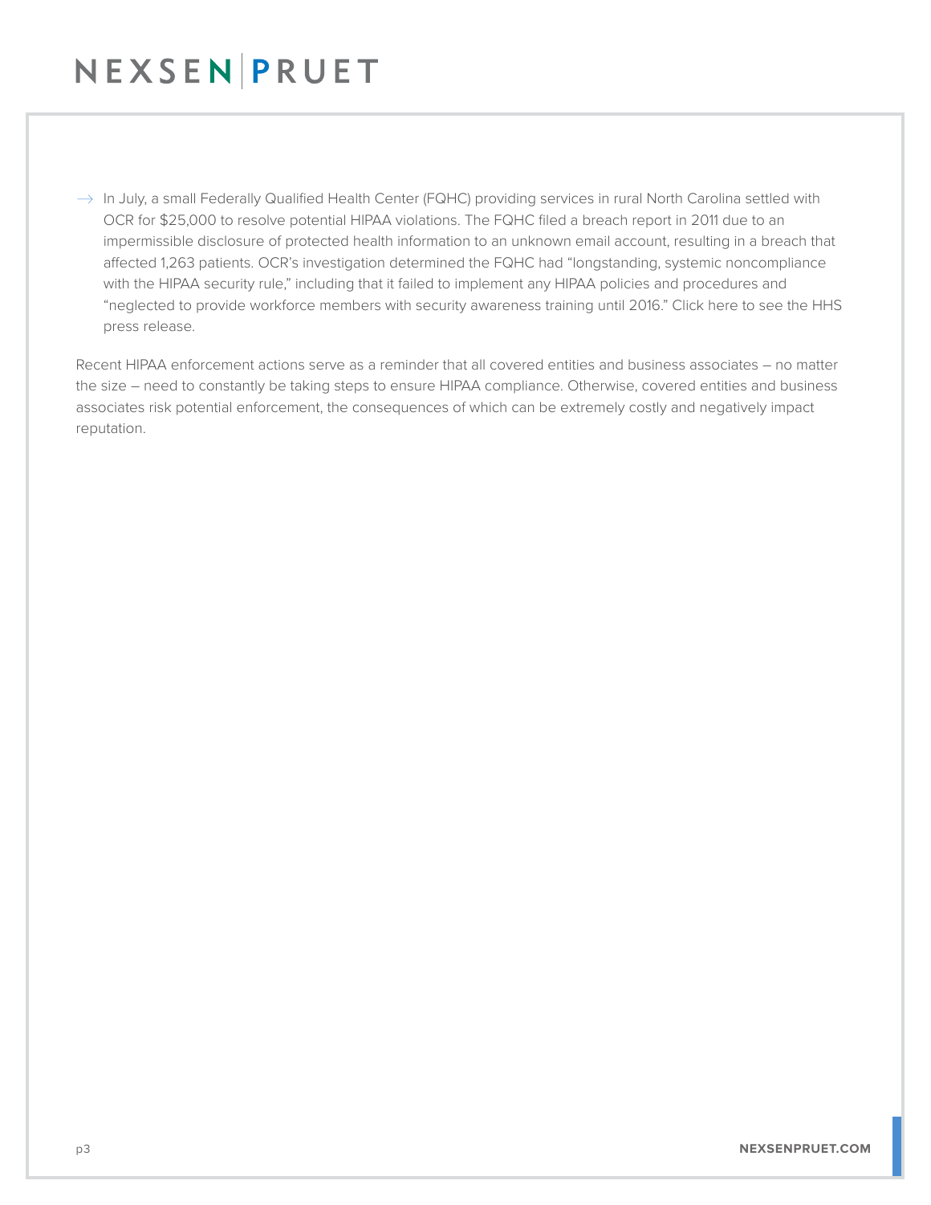- In July, a small Federally Qualified Health Center (FQHC) providing services in rural North Carolina settled with OCR for $25,000 to resolve potential HIPAA violations. The FQHC filed a breach report in 2011 due to an impermissible disclosure of protected health information to an unknown email account, resulting in a breach that affected 1,263 patients. OCR's investigation determined the FQHC had "longstanding, systemic noncompliance with the HIPAA security rule," including that it failed to implement any HIPAA policies and procedures and "neglected to provide workforce members with security awareness training until 2016." Click here to see the HHS press release.

Recent HIPAA enforcement actions serve as a reminder that all covered entities and business associates – no matter the size – need to constantly be taking steps to ensure HIPAA compliance. Otherwise, covered entities and business associates risk potential enforcement, the consequences of which can be extremely costly and negatively impact reputation.